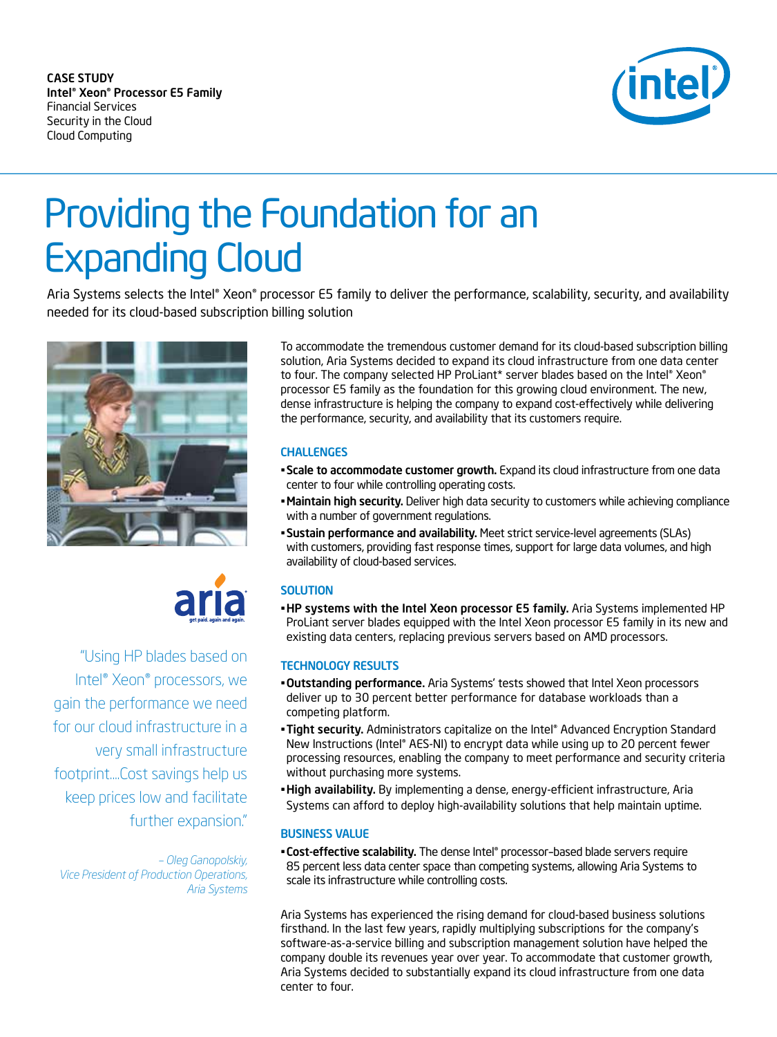CASE STUDY
**Intel® Xeon® Processor E5 Family**
Financial Services
Security in the Cloud
Cloud Computing

# Providing the Foundation for an Expanding Cloud

Aria Systems selects the Intel® Xeon® processor E5 family to deliver the performance, scalability, security, and availability needed for its cloud-based subscription billing solution

To accommodate the tremendous customer demand for its cloud-based subscription billing solution, Aria Systems decided to expand its cloud infrastructure from one data center to four. The company selected HP ProLiant* server blades based on the Intel® Xeon® processor E5 family as the foundation for this growing cloud environment. The new, dense infrastructure is helping the company to expand cost-effectively while delivering the performance, security, and availability that its customers require.

## CHALLENGES

- **Scale to accommodate customer growth.** Expand its cloud infrastructure from one data center to four while controlling operating costs.
- **Maintain high security.** Deliver high data security to customers while achieving compliance with a number of government regulations.
- **Sustain performance and availability.** Meet strict service-level agreements (SLAs) with customers, providing fast response times, support for large data volumes, and high availability of cloud-based services.

## SOLUTION

- **HP systems with the Intel Xeon processor E5 family.** Aria Systems implemented HP ProLiant server blades equipped with the Intel Xeon processor E5 family in its new and existing data centers, replacing previous servers based on AMD processors.

## TECHNOLOGY RESULTS

- **Outstanding performance.** Aria Systems' tests showed that Intel Xeon processors deliver up to 30 percent better performance for database workloads than a competing platform.
- **Tight security.** Administrators capitalize on the Intel® Advanced Encryption Standard New Instructions (Intel® AES-NI) to encrypt data while using up to 20 percent fewer processing resources, enabling the company to meet performance and security criteria without purchasing more systems.
- **High availability.** By implementing a dense, energy-efficient infrastructure, Aria Systems can afford to deploy high-availability solutions that help maintain uptime.

## BUSINESS VALUE

- **Cost-effective scalability.** The dense Intel® processor–based blade servers require 85 percent less data center space than competing systems, allowing Aria Systems to scale its infrastructure while controlling costs.

Aria Systems has experienced the rising demand for cloud-based business solutions firsthand. In the last few years, rapidly multiplying subscriptions for the company's software-as-a-service billing and subscription management solution have helped the company double its revenues year over year. To accommodate that customer growth, Aria Systems decided to substantially expand its cloud infrastructure from one data center to four.

aria
get paid. again and again.

"Using HP blades based on Intel® Xeon® processors, we gain the performance we need for our cloud infrastructure in a very small infrastructure footprint....Cost savings help us keep prices low and facilitate further expansion."

*– Oleg Ganopolskiy, Vice President of Production Operations, Aria Systems*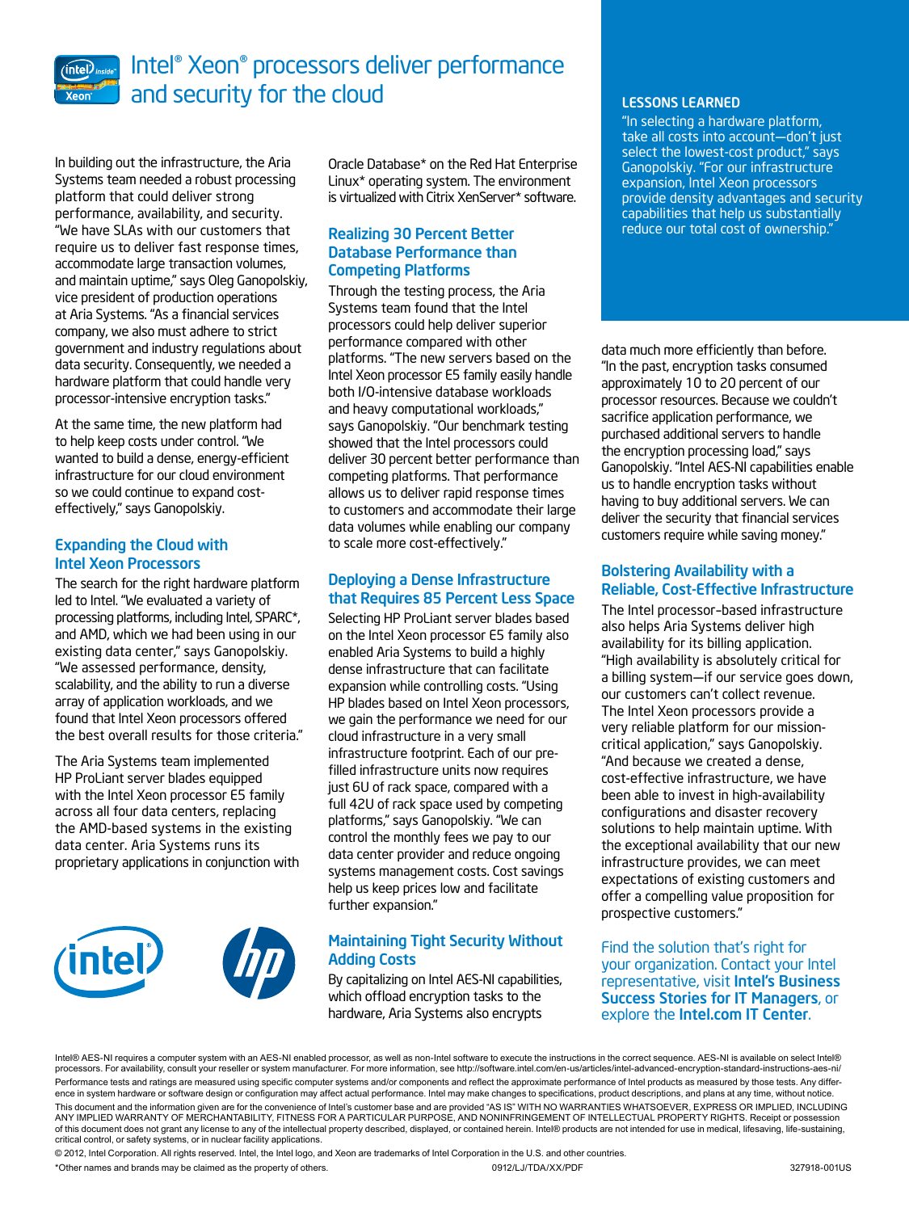# Intel® Xeon® processors deliver performance and security for the cloud

In building out the infrastructure, the Aria Systems team needed a robust processing platform that could deliver strong performance, availability, and security. "We have SLAs with our customers that require us to deliver fast response times, accommodate large transaction volumes, and maintain uptime," says Oleg Ganopolskiy, vice president of production operations at Aria Systems. "As a financial services company, we also must adhere to strict government and industry regulations about data security. Consequently, we needed a hardware platform that could handle very processor-intensive encryption tasks."

At the same time, the new platform had to help keep costs under control. "We wanted to build a dense, energy-efficient infrastructure for our cloud environment so we could continue to expand cost-effectively," says Ganopolskiy.

## Expanding the Cloud with Intel Xeon Processors

The search for the right hardware platform led to Intel. "We evaluated a variety of processing platforms, including Intel, SPARC*, and AMD, which we had been using in our existing data center," says Ganopolskiy. "We assessed performance, density, scalability, and the ability to run a diverse array of application workloads, and we found that Intel Xeon processors offered the best overall results for those criteria."

The Aria Systems team implemented HP ProLiant server blades equipped with the Intel Xeon processor E5 family across all four data centers, replacing the AMD-based systems in the existing data center. Aria Systems runs its proprietary applications in conjunction with Oracle Database* on the Red Hat Enterprise Linux* operating system. The environment is virtualized with Citrix XenServer* software.

## Realizing 30 Percent Better Database Performance than Competing Platforms

Through the testing process, the Aria Systems team found that the Intel processors could help deliver superior performance compared with other platforms. "The new servers based on the Intel Xeon processor E5 family easily handle both I/O-intensive database workloads and heavy computational workloads," says Ganopolskiy. "Our benchmark testing showed that the Intel processors could deliver 30 percent better performance than competing platforms. That performance allows us to deliver rapid response times to customers and accommodate their large data volumes while enabling our company to scale more cost-effectively."

## Deploying a Dense Infrastructure that Requires 85 Percent Less Space

Selecting HP ProLiant server blades based on the Intel Xeon processor E5 family also enabled Aria Systems to build a highly dense infrastructure that can facilitate expansion while controlling costs. "Using HP blades based on Intel Xeon processors, we gain the performance we need for our cloud infrastructure in a very small infrastructure footprint. Each of our pre-filled infrastructure units now requires just 6U of rack space, compared with a full 42U of rack space used by competing platforms," says Ganopolskiy. "We can control the monthly fees we pay to our data center provider and reduce ongoing systems management costs. Cost savings help us keep prices low and facilitate further expansion."

## Maintaining Tight Security Without Adding Costs

By capitalizing on Intel AES-NI capabilities, which offload encryption tasks to the hardware, Aria Systems also encrypts data much more efficiently than before. "In the past, encryption tasks consumed approximately 10 to 20 percent of our processor resources. Because we couldn't sacrifice application performance, we purchased additional servers to handle the encryption processing load," says Ganopolskiy. "Intel AES-NI capabilities enable us to handle encryption tasks without having to buy additional servers. We can deliver the security that financial services customers require while saving money."

### LESSONS LEARNED

"In selecting a hardware platform, take all costs into account—don't just select the lowest-cost product," says Ganopolskiy. "For our infrastructure expansion, Intel Xeon processors provide density advantages and security capabilities that help us substantially reduce our total cost of ownership."

## Bolstering Availability with a Reliable, Cost-Effective Infrastructure

The Intel processor–based infrastructure also helps Aria Systems deliver high availability for its billing application. "High availability is absolutely critical for a billing system—if our service goes down, our customers can't collect revenue. The Intel Xeon processors provide a very reliable platform for our mission-critical application," says Ganopolskiy. "And because we created a dense, cost-effective infrastructure, we have been able to invest in high-availability configurations and disaster recovery solutions to help maintain uptime. With the exceptional availability that our new infrastructure provides, we can meet expectations of existing customers and offer a compelling value proposition for prospective customers."

Find the solution that's right for your organization. Contact your Intel representative, visit **Intel's Business Success Stories for IT Managers**, or explore the **Intel.com IT Center**.

Intel® AES-NI requires a computer system with an AES-NI enabled processor, as well as non-Intel software to execute the instructions in the correct sequence. AES-NI is available on select Intel® processors. For availability, consult your reseller or system manufacturer. For more information, see http://software.intel.com/en-us/articles/intel-advanced-encryption-standard-instructions-aes-ni/

Performance tests and ratings are measured using specific computer systems and/or components and reflect the approximate performance of Intel products as measured by those tests. Any difference in system hardware or software design or configuration may affect actual performance. Intel may make changes to specifications, product descriptions, and plans at any time, without notice.

This document and the information given are for the convenience of Intel's customer base and are provided "AS IS" WITH NO WARRANTIES WHATSOEVER, EXPRESS OR IMPLIED, INCLUDING ANY IMPLIED WARRANTY OF MERCHANTABILITY, FITNESS FOR A PARTICULAR PURPOSE, AND NONINFRINGEMENT OF INTELLECTUAL PROPERTY RIGHTS. Receipt or possession of this document does not grant any license to any of the intellectual property described, displayed, or contained herein. Intel® products are not intended for use in medical, lifesaving, life-sustaining, critical control, or safety systems, or in nuclear facility applications.

© 2012, Intel Corporation. All rights reserved. Intel, the Intel logo, and Xeon are trademarks of Intel Corporation in the U.S. and other countries.

*Other names and brands may be claimed as the property of others. 0912/LJ/TDA/XX/PDF 327918-001US